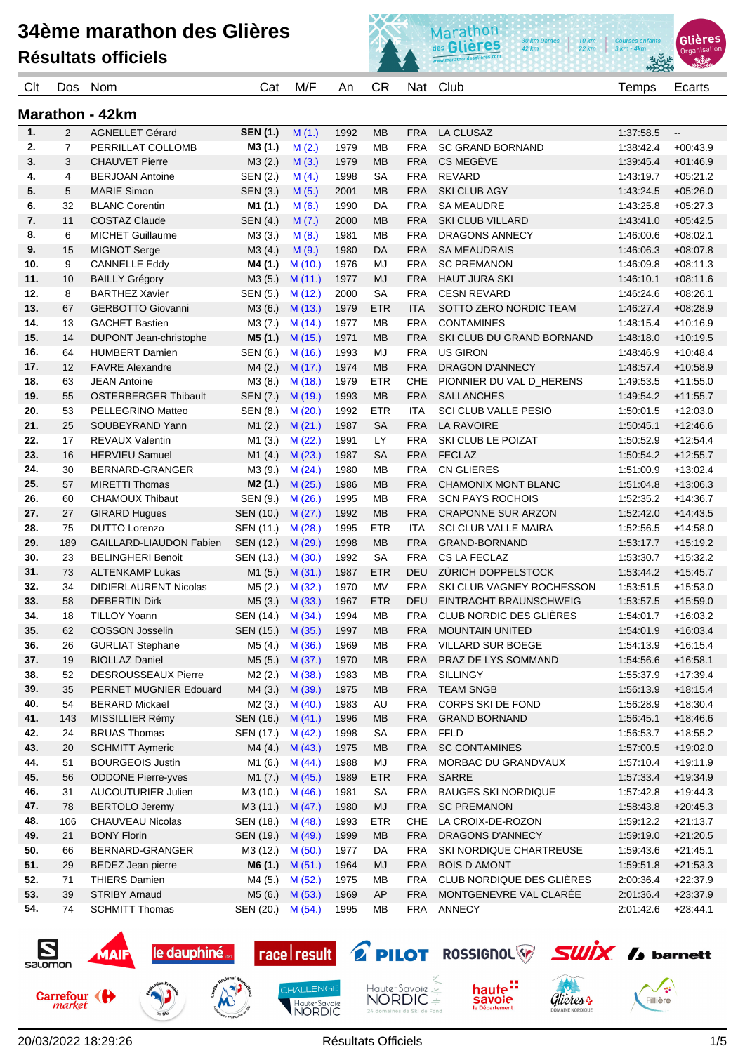# 34ème marathon des Glières

## Résultats officiels

### Marathon - 42km

| Clt | Dos | Nom | Cat | M/F | An | CR | Nat | Club | Temps | Ecarts |
|---|---|---|---|---|---|---|---|---|---|---|
| 1. | 2 | AGNELLET Gérard | **SEN (1.)** | M (1.) | 1992 | MB | FRA | LA CLUSAZ | 1:37:58.5 | -- |
| 2. | 7 | PERRILLAT COLLOMB | **M3 (1.)** | M (2.) | 1979 | MB | FRA | SC GRAND BORNAND | 1:38:42.4 | +00:43.9 |
| 3. | 3 | CHAUVET Pierre | M3 (2.) | M (3.) | 1979 | MB | FRA | CS MEGÈVE | 1:39:45.4 | +01:46.9 |
| 4. | 4 | BERJOAN Antoine | SEN (2.) | M (4.) | 1998 | SA | FRA | REVARD | 1:43:19.7 | +05:21.2 |
| 5. | 5 | MARIE Simon | SEN (3.) | M (5.) | 2001 | MB | FRA | SKI CLUB AGY | 1:43:24.5 | +05:26.0 |
| 6. | 32 | BLANC Corentin | **M1 (1.)** | M (6.) | 1990 | DA | FRA | SA MEAUDRE | 1:43:25.8 | +05:27.3 |
| 7. | 11 | COSTAZ Claude | SEN (4.) | M (7.) | 2000 | MB | FRA | SKI CLUB VILLARD | 1:43:41.0 | +05:42.5 |
| 8. | 6 | MICHET Guillaume | M3 (3.) | M (8.) | 1981 | MB | FRA | DRAGONS ANNECY | 1:46:00.6 | +08:02.1 |
| 9. | 15 | MIGNOT Serge | M3 (4.) | M (9.) | 1980 | DA | FRA | SA MEAUDRAIS | 1:46:06.3 | +08:07.8 |
| 10. | 9 | CANNELLE Eddy | **M4 (1.)** | M (10.) | 1976 | MJ | FRA | SC PREMANON | 1:46:09.8 | +08:11.3 |
| 11. | 10 | BAILLY Grégory | M3 (5.) | M (11.) | 1977 | MJ | FRA | HAUT JURA SKI | 1:46:10.1 | +08:11.6 |
| 12. | 8 | BARTHEZ Xavier | SEN (5.) | M (12.) | 2000 | SA | FRA | CESN REVARD | 1:46:24.6 | +08:26.1 |
| 13. | 67 | GERBOTTO Giovanni | M3 (6.) | M (13.) | 1979 | ETR | ITA | SOTTO ZERO NORDIC TEAM | 1:46:27.4 | +08:28.9 |
| 14. | 13 | GACHET Bastien | M3 (7.) | M (14.) | 1977 | MB | FRA | CONTAMINES | 1:48:15.4 | +10:16.9 |
| 15. | 14 | DUPONT Jean-christophe | **M5 (1.)** | M (15.) | 1971 | MB | FRA | SKI CLUB DU GRAND BORNAND | 1:48:18.0 | +10:19.5 |
| 16. | 64 | HUMBERT Damien | SEN (6.) | M (16.) | 1993 | MJ | FRA | US GIRON | 1:48:46.9 | +10:48.4 |
| 17. | 12 | FAVRE Alexandre | M4 (2.) | M (17.) | 1974 | MB | FRA | DRAGON D'ANNECY | 1:48:57.4 | +10:58.9 |
| 18. | 63 | JEAN Antoine | M3 (8.) | M (18.) | 1979 | ETR | CHE | PIONNIER DU VAL D_HERENS | 1:49:53.5 | +11:55.0 |
| 19. | 55 | OSTERBERGER Thibault | SEN (7.) | M (19.) | 1993 | MB | FRA | SALLANCHES | 1:49:54.2 | +11:55.7 |
| 20. | 53 | PELLEGRINO Matteo | SEN (8.) | M (20.) | 1992 | ETR | ITA | SCI CLUB VALLE PESIO | 1:50:01.5 | +12:03.0 |
| 21. | 25 | SOUBEYRAND Yann | M1 (2.) | M (21.) | 1987 | SA | FRA | LA RAVOIRE | 1:50:45.1 | +12:46.6 |
| 22. | 17 | REVAUX Valentin | M1 (3.) | M (22.) | 1991 | LY | FRA | SKI CLUB LE POIZAT | 1:50:52.9 | +12:54.4 |
| 23. | 16 | HERVIEU Samuel | M1 (4.) | M (23.) | 1987 | SA | FRA | FECLAZ | 1:50:54.2 | +12:55.7 |
| 24. | 30 | BERNARD-GRANGER | M3 (9.) | M (24.) | 1980 | MB | FRA | CN GLIERES | 1:51:00.9 | +13:02.4 |
| 25. | 57 | MIRETTI Thomas | **M2 (1.)** | M (25.) | 1986 | MB | FRA | CHAMONIX MONT BLANC | 1:51:04.8 | +13:06.3 |
| 26. | 60 | CHAMOUX Thibaut | SEN (9.) | M (26.) | 1995 | MB | FRA | SCN PAYS ROCHOIS | 1:52:35.2 | +14:36.7 |
| 27. | 27 | GIRARD Hugues | SEN (10.) | M (27.) | 1992 | MB | FRA | CRAPONNE SUR ARZON | 1:52:42.0 | +14:43.5 |
| 28. | 75 | DUTTO Lorenzo | SEN (11.) | M (28.) | 1995 | ETR | ITA | SCI CLUB VALLE MAIRA | 1:52:56.5 | +14:58.0 |
| 29. | 189 | GAILLARD-LIAUDON Fabien | SEN (12.) | M (29.) | 1998 | MB | FRA | GRAND-BORNAND | 1:53:17.7 | +15:19.2 |
| 30. | 23 | BELINGHERI Benoit | SEN (13.) | M (30.) | 1992 | SA | FRA | CS LA FECLAZ | 1:53:30.7 | +15:32.2 |
| 31. | 73 | ALTENKAMP Lukas | M1 (5.) | M (31.) | 1987 | ETR | DEU | ZÜRICH DOPPELSTOCK | 1:53:44.2 | +15:45.7 |
| 32. | 34 | DIDIERLAURENT Nicolas | M5 (2.) | M (32.) | 1970 | MV | FRA | SKI CLUB VAGNEY ROCHESSON | 1:53:51.5 | +15:53.0 |
| 33. | 58 | DEBERTIN Dirk | M5 (3.) | M (33.) | 1967 | ETR | DEU | EINTRACHT BRAUNSCHWEIG | 1:53:57.5 | +15:59.0 |
| 34. | 18 | TILLOY Yoann | SEN (14.) | M (34.) | 1994 | MB | FRA | CLUB NORDIC DES GLIÈRES | 1:54:01.7 | +16:03.2 |
| 35. | 62 | COSSON Josselin | SEN (15.) | M (35.) | 1997 | MB | FRA | MOUNTAIN UNITED | 1:54:01.9 | +16:03.4 |
| 36. | 26 | GURLIAT Stephane | M5 (4.) | M (36.) | 1969 | MB | FRA | VILLARD SUR BOEGE | 1:54:13.9 | +16:15.4 |
| 37. | 19 | BIOLLAZ Daniel | M5 (5.) | M (37.) | 1970 | MB | FRA | PRAZ DE LYS SOMMAND | 1:54:56.6 | +16:58.1 |
| 38. | 52 | DESROUSSEAUX Pierre | M2 (2.) | M (38.) | 1983 | MB | FRA | SILLINGY | 1:55:37.9 | +17:39.4 |
| 39. | 35 | PERNET MUGNIER Edouard | M4 (3.) | M (39.) | 1975 | MB | FRA | TEAM SNGB | 1:56:13.9 | +18:15.4 |
| 40. | 54 | BERARD Mickael | M2 (3.) | M (40.) | 1983 | AU | FRA | CORPS SKI DE FOND | 1:56:28.9 | +18:30.4 |
| 41. | 143 | MISSILLIER Rémy | SEN (16.) | M (41.) | 1996 | MB | FRA | GRAND BORNAND | 1:56:45.1 | +18:46.6 |
| 42. | 24 | BRUAS Thomas | SEN (17.) | M (42.) | 1998 | SA | FRA | FFLD | 1:56:53.7 | +18:55.2 |
| 43. | 20 | SCHMITT Aymeric | M4 (4.) | M (43.) | 1975 | MB | FRA | SC CONTAMINES | 1:57:00.5 | +19:02.0 |
| 44. | 51 | BOURGEOIS Justin | M1 (6.) | M (44.) | 1988 | MJ | FRA | MORBAC DU GRANDVAUX | 1:57:10.4 | +19:11.9 |
| 45. | 56 | ODDONE Pierre-yves | M1 (7.) | M (45.) | 1989 | ETR | FRA | SARRE | 1:57:33.4 | +19:34.9 |
| 46. | 31 | AUCOUTURIER Julien | M3 (10.) | M (46.) | 1981 | SA | FRA | BAUGES SKI NORDIQUE | 1:57:42.8 | +19:44.3 |
| 47. | 78 | BERTOLO Jeremy | M3 (11.) | M (47.) | 1980 | MJ | FRA | SC PREMANON | 1:58:43.8 | +20:45.3 |
| 48. | 106 | CHAUVEAU Nicolas | SEN (18.) | M (48.) | 1993 | ETR | CHE | LA CROIX-DE-ROZON | 1:59:12.2 | +21:13.7 |
| 49. | 21 | BONY Florin | SEN (19.) | M (49.) | 1999 | MB | FRA | DRAGONS D'ANNECY | 1:59:19.0 | +21:20.5 |
| 50. | 66 | BERNARD-GRANGER | M3 (12.) | M (50.) | 1977 | DA | FRA | SKI NORDIQUE CHARTREUSE | 1:59:43.6 | +21:45.1 |
| 51. | 29 | BEDEZ Jean pierre | **M6 (1.)** | M (51.) | 1964 | MJ | FRA | BOIS D AMONT | 1:59:51.8 | +21:53.3 |
| 52. | 71 | THIERS Damien | M4 (5.) | M (52.) | 1975 | MB | FRA | CLUB NORDIQUE DES GLIÈRES | 2:00:36.4 | +22:37.9 |
| 53. | 39 | STRIBY Arnaud | M5 (6.) | M (53.) | 1969 | AP | FRA | MONTGENEVRE VAL CLARÉE | 2:01:36.4 | +23:37.9 |
| 54. | 74 | SCHMITT Thomas | SEN (20.) | M (54.) | 1995 | MB | FRA | ANNECY | 2:01:42.6 | +23:44.1 |

20/03/2022 18:29:26 Résultats Officiels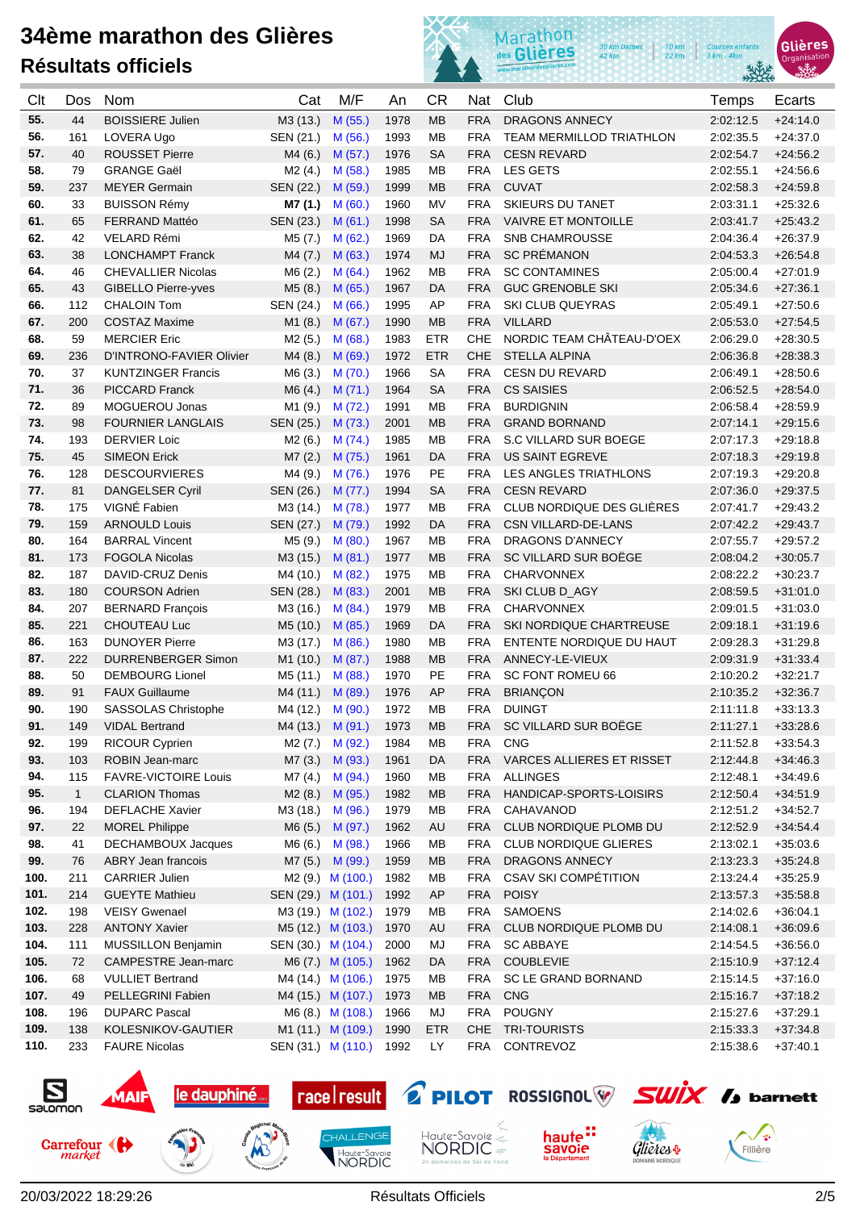# 34ème marathon des Glières

## Résultats officiels

| Clt | Dos | Nom | Cat | M/F | An | CR | Nat | Club | Temps | Ecarts |
|---|---|---|---|---|---|---|---|---|---|---|
| 55. | 44 | BOISSIERE Julien | M3 (13.) | M (55.) | 1978 | MB | FRA | DRAGONS ANNECY | 2:02:12.5 | +24:14.0 |
| 56. | 161 | LOVERA Ugo | SEN (21.) | M (56.) | 1993 | MB | FRA | TEAM MERMILLOD TRIATHLON | 2:02:35.5 | +24:37.0 |
| 57. | 40 | ROUSSET Pierre | M4 (6.) | M (57.) | 1976 | SA | FRA | CESN REVARD | 2:02:54.7 | +24:56.2 |
| 58. | 79 | GRANGE Gaël | M2 (4.) | M (58.) | 1985 | MB | FRA | LES GETS | 2:02:55.1 | +24:56.6 |
| 59. | 237 | MEYER Germain | SEN (22.) | M (59.) | 1999 | MB | FRA | CUVAT | 2:02:58.3 | +24:59.8 |
| 60. | 33 | BUISSON Rémy | **M7 (1.)** | M (60.) | 1960 | MV | FRA | SKIEURS DU TANET | 2:03:31.1 | +25:32.6 |
| 61. | 65 | FERRAND Mattéo | SEN (23.) | M (61.) | 1998 | SA | FRA | VAIVRE ET MONTOILLE | 2:03:41.7 | +25:43.2 |
| 62. | 42 | VELARD Rémi | M5 (7.) | M (62.) | 1969 | DA | FRA | SNB CHAMROUSSE | 2:04:36.4 | +26:37.9 |
| 63. | 38 | LONCHAMPT Franck | M4 (7.) | M (63.) | 1974 | MJ | FRA | SC PRÉMANON | 2:04:53.3 | +26:54.8 |
| 64. | 46 | CHEVALLIER Nicolas | M6 (2.) | M (64.) | 1962 | MB | FRA | SC CONTAMINES | 2:05:00.4 | +27:01.9 |
| 65. | 43 | GIBELLO Pierre-yves | M5 (8.) | M (65.) | 1967 | DA | FRA | GUC GRENOBLE SKI | 2:05:34.6 | +27:36.1 |
| 66. | 112 | CHALOIN Tom | SEN (24.) | M (66.) | 1995 | AP | FRA | SKI CLUB QUEYRAS | 2:05:49.1 | +27:50.6 |
| 67. | 200 | COSTAZ Maxime | M1 (8.) | M (67.) | 1990 | MB | FRA | VILLARD | 2:05:53.0 | +27:54.5 |
| 68. | 59 | MERCIER Eric | M2 (5.) | M (68.) | 1983 | ETR | CHE | NORDIC TEAM CHÂTEAU-D'OEX | 2:06:29.0 | +28:30.5 |
| 69. | 236 | D'INTRONO-FAVIER Olivier | M4 (8.) | M (69.) | 1972 | ETR | CHE | STELLA ALPINA | 2:06:36.8 | +28:38.3 |
| 70. | 37 | KUNTZINGER Francis | M6 (3.) | M (70.) | 1966 | SA | FRA | CESN DU REVARD | 2:06:49.1 | +28:50.6 |
| 71. | 36 | PICCARD Franck | M6 (4.) | M (71.) | 1964 | SA | FRA | CS SAISIES | 2:06:52.5 | +28:54.0 |
| 72. | 89 | MOGUEROU Jonas | M1 (9.) | M (72.) | 1991 | MB | FRA | BURDIGNIN | 2:06:58.4 | +28:59.9 |
| 73. | 98 | FOURNIER LANGLAIS | SEN (25.) | M (73.) | 2001 | MB | FRA | GRAND BORNAND | 2:07:14.1 | +29:15.6 |
| 74. | 193 | DERVIER Loic | M2 (6.) | M (74.) | 1985 | MB | FRA | S.C VILLARD SUR BOEGE | 2:07:17.3 | +29:18.8 |
| 75. | 45 | SIMEON Erick | M7 (2.) | M (75.) | 1961 | DA | FRA | US SAINT EGREVE | 2:07:18.3 | +29:19.8 |
| 76. | 128 | DESCOURVIERES | M4 (9.) | M (76.) | 1976 | PE | FRA | LES ANGLES TRIATHLONS | 2:07:19.3 | +29:20.8 |
| 77. | 81 | DANGELSER Cyril | SEN (26.) | M (77.) | 1994 | SA | FRA | CESN REVARD | 2:07:36.0 | +29:37.5 |
| 78. | 175 | VIGNÉ Fabien | M3 (14.) | M (78.) | 1977 | MB | FRA | CLUB NORDIQUE DES GLIÈRES | 2:07:41.7 | +29:43.2 |
| 79. | 159 | ARNOULD Louis | SEN (27.) | M (79.) | 1992 | DA | FRA | CSN VILLARD-DE-LANS | 2:07:42.2 | +29:43.7 |
| 80. | 164 | BARRAL Vincent | M5 (9.) | M (80.) | 1967 | MB | FRA | DRAGONS D'ANNECY | 2:07:55.7 | +29:57.2 |
| 81. | 173 | FOGOLA Nicolas | M3 (15.) | M (81.) | 1977 | MB | FRA | SC VILLARD SUR BOËGE | 2:08:04.2 | +30:05.7 |
| 82. | 187 | DAVID-CRUZ Denis | M4 (10.) | M (82.) | 1975 | MB | FRA | CHARVONNEX | 2:08:22.2 | +30:23.7 |
| 83. | 180 | COURSON Adrien | SEN (28.) | M (83.) | 2001 | MB | FRA | SKI CLUB D_AGY | 2:08:59.5 | +31:01.0 |
| 84. | 207 | BERNARD François | M3 (16.) | M (84.) | 1979 | MB | FRA | CHARVONNEX | 2:09:01.5 | +31:03.0 |
| 85. | 221 | CHOUTEAU Luc | M5 (10.) | M (85.) | 1969 | DA | FRA | SKI NORDIQUE CHARTREUSE | 2:09:18.1 | +31:19.6 |
| 86. | 163 | DUNOYER Pierre | M3 (17.) | M (86.) | 1980 | MB | FRA | ENTENTE NORDIQUE DU HAUT | 2:09:28.3 | +31:29.8 |
| 87. | 222 | DURRENBERGER Simon | M1 (10.) | M (87.) | 1988 | MB | FRA | ANNECY-LE-VIEUX | 2:09:31.9 | +31:33.4 |
| 88. | 50 | DEMBOURG Lionel | M5 (11.) | M (88.) | 1970 | PE | FRA | SC FONT ROMEU 66 | 2:10:20.2 | +32:21.7 |
| 89. | 91 | FAUX Guillaume | M4 (11.) | M (89.) | 1976 | AP | FRA | BRIANÇON | 2:10:35.2 | +32:36.7 |
| 90. | 190 | SASSOLAS Christophe | M4 (12.) | M (90.) | 1972 | MB | FRA | DUINGT | 2:11:11.8 | +33:13.3 |
| 91. | 149 | VIDAL Bertrand | M4 (13.) | M (91.) | 1973 | MB | FRA | SC VILLARD SUR BOËGE | 2:11:27.1 | +33:28.6 |
| 92. | 199 | RICOUR Cyprien | M2 (7.) | M (92.) | 1984 | MB | FRA | CNG | 2:11:52.8 | +33:54.3 |
| 93. | 103 | ROBIN Jean-marc | M7 (3.) | M (93.) | 1961 | DA | FRA | VARCES ALLIERES ET RISSET | 2:12:44.8 | +34:46.3 |
| 94. | 115 | FAVRE-VICTOIRE Louis | M7 (4.) | M (94.) | 1960 | MB | FRA | ALLINGES | 2:12:48.1 | +34:49.6 |
| 95. | 1 | CLARION Thomas | M2 (8.) | M (95.) | 1982 | MB | FRA | HANDICAP-SPORTS-LOISIRS | 2:12:50.4 | +34:51.9 |
| 96. | 194 | DEFLACHE Xavier | M3 (18.) | M (96.) | 1979 | MB | FRA | CAHAVANOD | 2:12:51.2 | +34:52.7 |
| 97. | 22 | MOREL Philippe | M6 (5.) | M (97.) | 1962 | AU | FRA | CLUB NORDIQUE PLOMB DU | 2:12:52.9 | +34:54.4 |
| 98. | 41 | DECHAMBOUX Jacques | M6 (6.) | M (98.) | 1966 | MB | FRA | CLUB NORDIQUE GLIERES | 2:13:02.1 | +35:03.6 |
| 99. | 76 | ABRY Jean francois | M7 (5.) | M (99.) | 1959 | MB | FRA | DRAGONS ANNECY | 2:13:23.3 | +35:24.8 |
| 100. | 211 | CARRIER Julien | M2 (9.) | M (100.) | 1982 | MB | FRA | CSAV SKI COMPÉTITION | 2:13:24.4 | +35:25.9 |
| 101. | 214 | GUEYTE Mathieu | SEN (29.) | M (101.) | 1992 | AP | FRA | POISY | 2:13:57.3 | +35:58.8 |
| 102. | 198 | VEISY Gwenael | M3 (19.) | M (102.) | 1979 | MB | FRA | SAMOENS | 2:14:02.6 | +36:04.1 |
| 103. | 228 | ANTONY Xavier | M5 (12.) | M (103.) | 1970 | AU | FRA | CLUB NORDIQUE PLOMB DU | 2:14:08.1 | +36:09.6 |
| 104. | 111 | MUSSILLON Benjamin | SEN (30.) | M (104.) | 2000 | MJ | FRA | SC ABBAYE | 2:14:54.5 | +36:56.0 |
| 105. | 72 | CAMPESTRE Jean-marc | M6 (7.) | M (105.) | 1962 | DA | FRA | COUBLEVIE | 2:15:10.9 | +37:12.4 |
| 106. | 68 | VULLIET Bertrand | M4 (14.) | M (106.) | 1975 | MB | FRA | SC LE GRAND BORNAND | 2:15:14.5 | +37:16.0 |
| 107. | 49 | PELLEGRINI Fabien | M4 (15.) | M (107.) | 1973 | MB | FRA | CNG | 2:15:16.7 | +37:18.2 |
| 108. | 196 | DUPARC Pascal | M6 (8.) | M (108.) | 1966 | MJ | FRA | POUGNY | 2:15:27.6 | +37:29.1 |
| 109. | 138 | KOLESNIKOV-GAUTIER | M1 (11.) | M (109.) | 1990 | ETR | CHE | TRI-TOURISTS | 2:15:33.3 | +37:34.8 |
| 110. | 233 | FAURE Nicolas | SEN (31.) | M (110.) | 1992 | LY | FRA | CONTREVOZ | 2:15:38.6 | +37:40.1 |

20/03/2022 18:29:26 — Résultats Officiels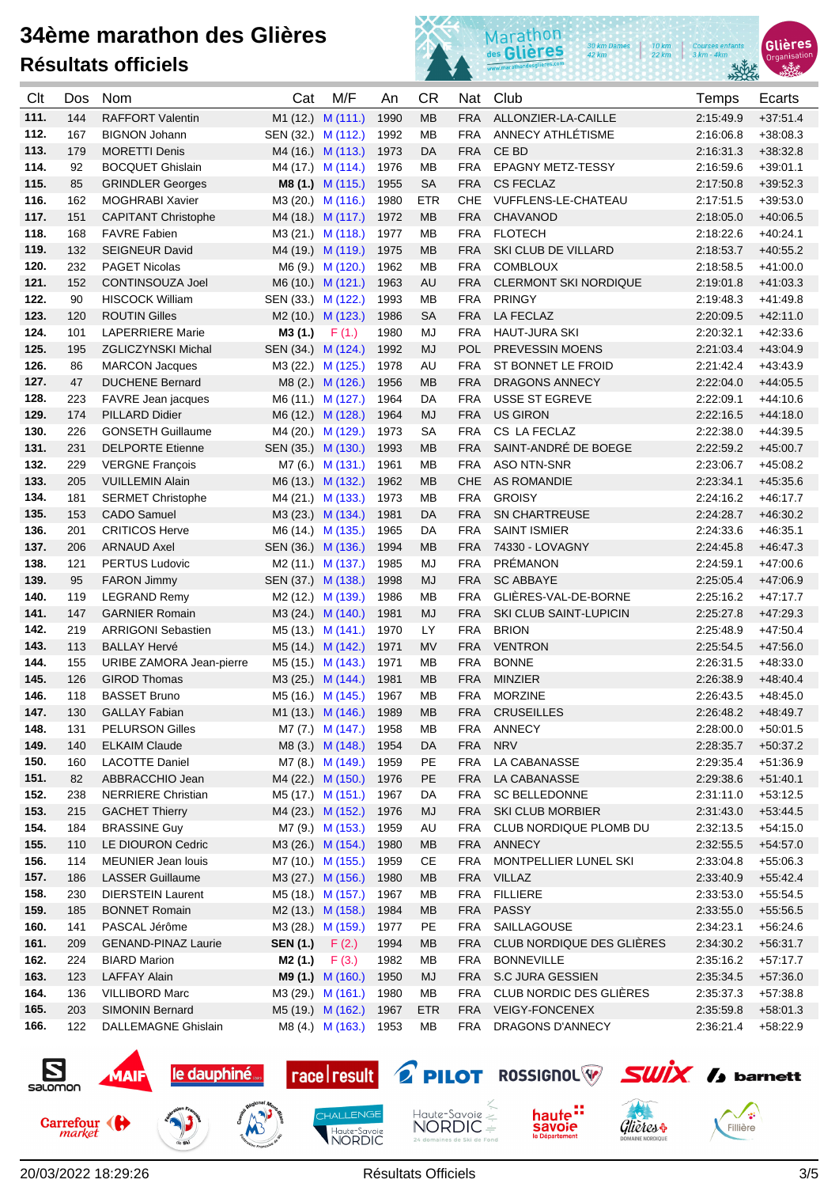# 34ème marathon des Glières

## Résultats officiels

| Clt | Dos | Nom | Cat | M/F | An | CR | Nat | Club | Temps | Ecarts |
|---|---|---|---|---|---|---|---|---|---|---|
| 111. | 144 | RAFFORT Valentin | M1 (12.) | M (111.) | 1990 | MB | FRA | ALLONZIER-LA-CAILLE | 2:15:49.9 | +37:51.4 |
| 112. | 167 | BIGNON Johann | SEN (32.) | M (112.) | 1992 | MB | FRA | ANNECY ATHLÉTISME | 2:16:06.8 | +38:08.3 |
| 113. | 179 | MORETTI Denis | M4 (16.) | M (113.) | 1973 | DA | FRA | CE BD | 2:16:31.3 | +38:32.8 |
| 114. | 92 | BOCQUET Ghislain | M4 (17.) | M (114.) | 1976 | MB | FRA | EPAGNY METZ-TESSY | 2:16:59.6 | +39:01.1 |
| 115. | 85 | GRINDLER Georges | **M8 (1.)** | M (115.) | 1955 | SA | FRA | CS FECLAZ | 2:17:50.8 | +39:52.3 |
| 116. | 162 | MOGHRABI Xavier | M3 (20.) | M (116.) | 1980 | ETR | CHE | VUFFLENS-LE-CHATEAU | 2:17:51.5 | +39:53.0 |
| 117. | 151 | CAPITANT Christophe | M4 (18.) | M (117.) | 1972 | MB | FRA | CHAVANOD | 2:18:05.0 | +40:06.5 |
| 118. | 168 | FAVRE Fabien | M3 (21.) | M (118.) | 1977 | MB | FRA | FLOTECH | 2:18:22.6 | +40:24.1 |
| 119. | 132 | SEIGNEUR David | M4 (19.) | M (119.) | 1975 | MB | FRA | SKI CLUB DE VILLARD | 2:18:53.7 | +40:55.2 |
| 120. | 232 | PAGET Nicolas | M6 (9.) | M (120.) | 1962 | MB | FRA | COMBLOUX | 2:18:58.5 | +41:00.0 |
| 121. | 152 | CONTINSOUZA Joel | M6 (10.) | M (121.) | 1963 | AU | FRA | CLERMONT SKI NORDIQUE | 2:19:01.8 | +41:03.3 |
| 122. | 90 | HISCOCK William | SEN (33.) | M (122.) | 1993 | MB | FRA | PRINGY | 2:19:48.3 | +41:49.8 |
| 123. | 120 | ROUTIN Gilles | M2 (10.) | M (123.) | 1986 | SA | FRA | LA FECLAZ | 2:20:09.5 | +42:11.0 |
| 124. | 101 | LAPERRIERE Marie | **M3 (1.)** | F (1.) | 1980 | MJ | FRA | HAUT-JURA SKI | 2:20:32.1 | +42:33.6 |
| 125. | 195 | ZGLICZYNSKI Michal | SEN (34.) | M (124.) | 1992 | MJ | POL | PREVESSIN MOENS | 2:21:03.4 | +43:04.9 |
| 126. | 86 | MARCON Jacques | M3 (22.) | M (125.) | 1978 | AU | FRA | ST BONNET LE FROID | 2:21:42.4 | +43:43.9 |
| 127. | 47 | DUCHENE Bernard | M8 (2.) | M (126.) | 1956 | MB | FRA | DRAGONS ANNECY | 2:22:04.0 | +44:05.5 |
| 128. | 223 | FAVRE Jean jacques | M6 (11.) | M (127.) | 1964 | DA | FRA | USSE ST EGREVE | 2:22:09.1 | +44:10.6 |
| 129. | 174 | PILLARD Didier | M6 (12.) | M (128.) | 1964 | MJ | FRA | US GIRON | 2:22:16.5 | +44:18.0 |
| 130. | 226 | GONSETH Guillaume | M4 (20.) | M (129.) | 1973 | SA | FRA | CS LA FECLAZ | 2:22:38.0 | +44:39.5 |
| 131. | 231 | DELPORTE Etienne | SEN (35.) | M (130.) | 1993 | MB | FRA | SAINT-ANDRÉ DE BOEGE | 2:22:59.2 | +45:00.7 |
| 132. | 229 | VERGNE François | M7 (6.) | M (131.) | 1961 | MB | FRA | ASO NTN-SNR | 2:23:06.7 | +45:08.2 |
| 133. | 205 | VUILLEMIN Alain | M6 (13.) | M (132.) | 1962 | MB | CHE | AS ROMANDIE | 2:23:34.1 | +45:35.6 |
| 134. | 181 | SERMET Christophe | M4 (21.) | M (133.) | 1973 | MB | FRA | GROISY | 2:24:16.2 | +46:17.7 |
| 135. | 153 | CADO Samuel | M3 (23.) | M (134.) | 1981 | DA | FRA | SN CHARTREUSE | 2:24:28.7 | +46:30.2 |
| 136. | 201 | CRITICOS Herve | M6 (14.) | M (135.) | 1965 | DA | FRA | SAINT ISMIER | 2:24:33.6 | +46:35.1 |
| 137. | 206 | ARNAUD Axel | SEN (36.) | M (136.) | 1994 | MB | FRA | 74330 - LOVAGNY | 2:24:45.8 | +46:47.3 |
| 138. | 121 | PERTUS Ludovic | M2 (11.) | M (137.) | 1985 | MJ | FRA | PRÉMANON | 2:24:59.1 | +47:00.6 |
| 139. | 95 | FARON Jimmy | SEN (37.) | M (138.) | 1998 | MJ | FRA | SC ABBAYE | 2:25:05.4 | +47:06.9 |
| 140. | 119 | LEGRAND Remy | M2 (12.) | M (139.) | 1986 | MB | FRA | GLIÈRES-VAL-DE-BORNE | 2:25:16.2 | +47:17.7 |
| 141. | 147 | GARNIER Romain | M3 (24.) | M (140.) | 1981 | MJ | FRA | SKI CLUB SAINT-LUPICIN | 2:25:27.8 | +47:29.3 |
| 142. | 219 | ARRIGONI Sebastien | M5 (13.) | M (141.) | 1970 | LY | FRA | BRION | 2:25:48.9 | +47:50.4 |
| 143. | 113 | BALLAY Hervé | M5 (14.) | M (142.) | 1971 | MV | FRA | VENTRON | 2:25:54.5 | +47:56.0 |
| 144. | 155 | URIBE ZAMORA Jean-pierre | M5 (15.) | M (143.) | 1971 | MB | FRA | BONNE | 2:26:31.5 | +48:33.0 |
| 145. | 126 | GIROD Thomas | M3 (25.) | M (144.) | 1981 | MB | FRA | MINZIER | 2:26:38.9 | +48:40.4 |
| 146. | 118 | BASSET Bruno | M5 (16.) | M (145.) | 1967 | MB | FRA | MORZINE | 2:26:43.5 | +48:45.0 |
| 147. | 130 | GALLAY Fabian | M1 (13.) | M (146.) | 1989 | MB | FRA | CRUSEILLES | 2:26:48.2 | +48:49.7 |
| 148. | 131 | PELURSON Gilles | M7 (7.) | M (147.) | 1958 | MB | FRA | ANNECY | 2:28:00.0 | +50:01.5 |
| 149. | 140 | ELKAIM Claude | M8 (3.) | M (148.) | 1954 | DA | FRA | NRV | 2:28:35.7 | +50:37.2 |
| 150. | 160 | LACOTTE Daniel | M7 (8.) | M (149.) | 1959 | PE | FRA | LA CABANASSE | 2:29:35.4 | +51:36.9 |
| 151. | 82 | ABBRACCHIO Jean | M4 (22.) | M (150.) | 1976 | PE | FRA | LA CABANASSE | 2:29:38.6 | +51:40.1 |
| 152. | 238 | NERRIERE Christian | M5 (17.) | M (151.) | 1967 | DA | FRA | SC BELLEDONNE | 2:31:11.0 | +53:12.5 |
| 153. | 215 | GACHET Thierry | M4 (23.) | M (152.) | 1976 | MJ | FRA | SKI CLUB MORBIER | 2:31:43.0 | +53:44.5 |
| 154. | 184 | BRASSINE Guy | M7 (9.) | M (153.) | 1959 | AU | FRA | CLUB NORDIQUE PLOMB DU | 2:32:13.5 | +54:15.0 |
| 155. | 110 | LE DIOURON Cedric | M3 (26.) | M (154.) | 1980 | MB | FRA | ANNECY | 2:32:55.5 | +54:57.0 |
| 156. | 114 | MEUNIER Jean louis | M7 (10.) | M (155.) | 1959 | CE | FRA | MONTPELLIER LUNEL SKI | 2:33:04.8 | +55:06.3 |
| 157. | 186 | LASSER Guillaume | M3 (27.) | M (156.) | 1980 | MB | FRA | VILLAZ | 2:33:40.9 | +55:42.4 |
| 158. | 230 | DIERSTEIN Laurent | M5 (18.) | M (157.) | 1967 | MB | FRA | FILLIERE | 2:33:53.0 | +55:54.5 |
| 159. | 185 | BONNET Romain | M2 (13.) | M (158.) | 1984 | MB | FRA | PASSY | 2:33:55.0 | +55:56.5 |
| 160. | 141 | PASCAL Jérôme | M3 (28.) | M (159.) | 1977 | PE | FRA | SAILLAGOUSE | 2:34:23.1 | +56:24.6 |
| 161. | 209 | GENAND-PINAZ Laurie | **SEN (1.)** | F (2.) | 1994 | MB | FRA | CLUB NORDIQUE DES GLIÈRES | 2:34:30.2 | +56:31.7 |
| 162. | 224 | BIARD Marion | **M2 (1.)** | F (3.) | 1982 | MB | FRA | BONNEVILLE | 2:35:16.2 | +57:17.7 |
| 163. | 123 | LAFFAY Alain | **M9 (1.)** | M (160.) | 1950 | MJ | FRA | S.C JURA GESSIEN | 2:35:34.5 | +57:36.0 |
| 164. | 136 | VILLIBORD Marc | M3 (29.) | M (161.) | 1980 | MB | FRA | CLUB NORDIC DES GLIÈRES | 2:35:37.3 | +57:38.8 |
| 165. | 203 | SIMONIN Bernard | M5 (19.) | M (162.) | 1967 | ETR | FRA | VEIGY-FONCENEX | 2:35:59.8 | +58:01.3 |
| 166. | 122 | DALLEMAGNE Ghislain | M8 (4.) | M (163.) | 1953 | MB | FRA | DRAGONS D'ANNECY | 2:36:21.4 | +58:22.9 |

20/03/2022 18:29:26 Résultats Officiels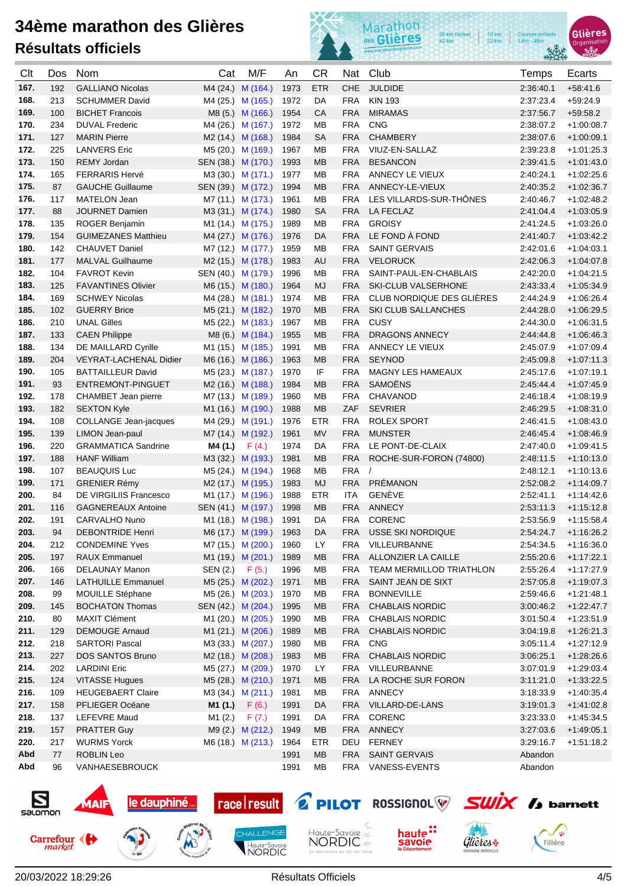# 34ème marathon des Glières

## Résultats officiels

| Clt | Dos | Nom | Cat | M/F | An | CR | Nat | Club | Temps | Ecarts |
|---|---|---|---|---|---|---|---|---|---|---|
| 167. | 192 | GALLIANO Nicolas | M4 (24.) | M (164.) | 1973 | ETR | CHE | JULDIDE | 2:36:40.1 | +58:41.6 |
| 168. | 213 | SCHUMMER David | M4 (25.) | M (165.) | 1972 | DA | FRA | KIN 193 | 2:37:23.4 | +59:24.9 |
| 169. | 100 | BICHET Francois | M8 (5.) | M (166.) | 1954 | CA | FRA | MIRAMAS | 2:37:56.7 | +59:58.2 |
| 170. | 234 | DUVAL Frederic | M4 (26.) | M (167.) | 1972 | MB | FRA | CNG | 2:38:07.2 | +1:00:08.7 |
| 171. | 127 | MARIN Pierre | M2 (14.) | M (168.) | 1984 | SA | FRA | CHAMBERY | 2:38:07.6 | +1:00:09.1 |
| 172. | 225 | LANVERS Eric | M5 (20.) | M (169.) | 1967 | MB | FRA | VIUZ-EN-SALLAZ | 2:39:23.8 | +1:01:25.3 |
| 173. | 150 | REMY Jordan | SEN (38.) | M (170.) | 1993 | MB | FRA | BESANCON | 2:39:41.5 | +1:01:43.0 |
| 174. | 165 | FERRARIS Hervé | M3 (30.) | M (171.) | 1977 | MB | FRA | ANNECY LE VIEUX | 2:40:24.1 | +1:02:25.6 |
| 175. | 87 | GAUCHE Guillaume | SEN (39.) | M (172.) | 1994 | MB | FRA | ANNECY-LE-VIEUX | 2:40:35.2 | +1:02:36.7 |
| 176. | 117 | MATELON Jean | M7 (11.) | M (173.) | 1961 | MB | FRA | LES VILLARDS-SUR-THÔNES | 2:40:46.7 | +1:02:48.2 |
| 177. | 88 | JOURNET Damien | M3 (31.) | M (174.) | 1980 | SA | FRA | LA FECLAZ | 2:41:04.4 | +1:03:05.9 |
| 178. | 135 | ROGER Benjamin | M1 (14.) | M (175.) | 1989 | MB | FRA | GROISY | 2:41:24.5 | +1:03:26.0 |
| 179. | 154 | GUIMEZANES Matthieu | M4 (27.) | M (176.) | 1976 | DA | FRA | LE FOND À FOND | 2:41:40.7 | +1:03:42.2 |
| 180. | 142 | CHAUVET Daniel | M7 (12.) | M (177.) | 1959 | MB | FRA | SAINT GERVAIS | 2:42:01.6 | +1:04:03.1 |
| 181. | 177 | MALVAL Guilhaume | M2 (15.) | M (178.) | 1983 | AU | FRA | VELORUCK | 2:42:06.3 | +1:04:07.8 |
| 182. | 104 | FAVROT Kevin | SEN (40.) | M (179.) | 1996 | MB | FRA | SAINT-PAUL-EN-CHABLAIS | 2:42:20.0 | +1:04:21.5 |
| 183. | 125 | FAVANTINES Olivier | M6 (15.) | M (180.) | 1964 | MJ | FRA | SKI-CLUB VALSERHONE | 2:43:33.4 | +1:05:34.9 |
| 184. | 169 | SCHWEY Nicolas | M4 (28.) | M (181.) | 1974 | MB | FRA | CLUB NORDIQUE DES GLIÈRES | 2:44:24.9 | +1:06:26.4 |
| 185. | 102 | GUERRY Brice | M5 (21.) | M (182.) | 1970 | MB | FRA | SKI CLUB SALLANCHES | 2:44:28.0 | +1:06:29.5 |
| 186. | 210 | UNAL Gilles | M5 (22.) | M (183.) | 1967 | MB | FRA | CUSY | 2:44:30.0 | +1:06:31.5 |
| 187. | 133 | CAEN Philippe | M8 (6.) | M (184.) | 1955 | MB | FRA | DRAGONS ANNECY | 2:44:44.8 | +1:06:46.3 |
| 188. | 134 | DE MAILLARD Cyrille | M1 (15.) | M (185.) | 1991 | MB | FRA | ANNECY LE VIEUX | 2:45:07.9 | +1:07:09.4 |
| 189. | 204 | VEYRAT-LACHENAL Didier | M6 (16.) | M (186.) | 1963 | MB | FRA | SEYNOD | 2:45:09.8 | +1:07:11.3 |
| 190. | 105 | BATTAILLEUR David | M5 (23.) | M (187.) | 1970 | IF | FRA | MAGNY LES HAMEAUX | 2:45:17.6 | +1:07:19.1 |
| 191. | 93 | ENTREMONT-PINGUET | M2 (16.) | M (188.) | 1984 | MB | FRA | SAMOËNS | 2:45:44.4 | +1:07:45.9 |
| 192. | 178 | CHAMBET Jean pierre | M7 (13.) | M (189.) | 1960 | MB | FRA | CHAVANOD | 2:46:18.4 | +1:08:19.9 |
| 193. | 182 | SEXTON Kyle | M1 (16.) | M (190.) | 1988 | MB | ZAF | SEVRIER | 2:46:29.5 | +1:08:31.0 |
| 194. | 108 | COLLANGE Jean-jacques | M4 (29.) | M (191.) | 1976 | ETR | FRA | ROLEX SPORT | 2:46:41.5 | +1:08:43.0 |
| 195. | 139 | LIMON Jean-paul | M7 (14.) | M (192.) | 1961 | MV | FRA | MUNSTER | 2:46:45.4 | +1:08:46.9 |
| 196. | 220 | GRAMMATICA Sandrine | **M4 (1.)** | F (4.) | 1974 | DA | FRA | LE PONT-DE-CLAIX | 2:47:40.0 | +1:09:41.5 |
| 197. | 188 | HANF William | M3 (32.) | M (193.) | 1981 | MB | FRA | ROCHE-SUR-FORON (74800) | 2:48:11.5 | +1:10:13.0 |
| 198. | 107 | BEAUQUIS Luc | M5 (24.) | M (194.) | 1968 | MB | FRA | / | 2:48:12.1 | +1:10:13.6 |
| 199. | 171 | GRENIER Rémy | M2 (17.) | M (195.) | 1983 | MJ | FRA | PRÉMANON | 2:52:08.2 | +1:14:09.7 |
| 200. | 84 | DE VIRGILIIS Francesco | M1 (17.) | M (196.) | 1988 | ETR | ITA | GENÈVE | 2:52:41.1 | +1:14:42.6 |
| 201. | 116 | GAGNEREAUX Antoine | SEN (41.) | M (197.) | 1998 | MB | FRA | ANNECY | 2:53:11.3 | +1:15:12.8 |
| 202. | 191 | CARVALHO Nuno | M1 (18.) | M (198.) | 1991 | DA | FRA | CORENC | 2:53:56.9 | +1:15:58.4 |
| 203. | 94 | DEBONTRIDE Henri | M6 (17.) | M (199.) | 1963 | DA | FRA | USSE SKI NORDIQUE | 2:54:24.7 | +1:16:26.2 |
| 204. | 212 | CONDEMINE Yves | M7 (15.) | M (200.) | 1960 | LY | FRA | VILLEURBANNE | 2:54:34.5 | +1:16:36.0 |
| 205. | 197 | RAUX Emmanuel | M1 (19.) | M (201.) | 1989 | MB | FRA | ALLONZIER LA CAILLE | 2:55:20.6 | +1:17:22.1 |
| 206. | 166 | DELAUNAY Manon | SEN (2.) | F (5.) | 1996 | MB | FRA | TEAM MERMILLOD TRIATHLON | 2:55:26.4 | +1:17:27.9 |
| 207. | 146 | LATHUILLE Emmanuel | M5 (25.) | M (202.) | 1971 | MB | FRA | SAINT JEAN DE SIXT | 2:57:05.8 | +1:19:07.3 |
| 208. | 99 | MOUILLE Stéphane | M5 (26.) | M (203.) | 1970 | MB | FRA | BONNEVILLE | 2:59:46.6 | +1:21:48.1 |
| 209. | 145 | BOCHATON Thomas | SEN (42.) | M (204.) | 1995 | MB | FRA | CHABLAIS NORDIC | 3:00:46.2 | +1:22:47.7 |
| 210. | 80 | MAXIT Clément | M1 (20.) | M (205.) | 1990 | MB | FRA | CHABLAIS NORDIC | 3:01:50.4 | +1:23:51.9 |
| 211. | 129 | DEMOUGE Arnaud | M1 (21.) | M (206.) | 1989 | MB | FRA | CHABLAIS NORDIC | 3:04:19.8 | +1:26:21.3 |
| 212. | 218 | SARTORI Pascal | M3 (33.) | M (207.) | 1980 | MB | FRA | CNG | 3:05:11.4 | +1:27:12.9 |
| 213. | 227 | DOS SANTOS Bruno | M2 (18.) | M (208.) | 1983 | MB | FRA | CHABLAIS NORDIC | 3:06:25.1 | +1:28:26.6 |
| 214. | 202 | LARDINI Eric | M5 (27.) | M (209.) | 1970 | LY | FRA | VILLEURBANNE | 3:07:01.9 | +1:29:03.4 |
| 215. | 124 | VITASSE Hugues | M5 (28.) | M (210.) | 1971 | MB | FRA | LA ROCHE SUR FORON | 3:11:21.0 | +1:33:22.5 |
| 216. | 109 | HEUGEBAERT Claire | M3 (34.) | M (211.) | 1981 | MB | FRA | ANNECY | 3:18:33.9 | +1:40:35.4 |
| 217. | 158 | PFLIEGER Océane | **M1 (1.)** | F (6.) | 1991 | DA | FRA | VILLARD-DE-LANS | 3:19:01.3 | +1:41:02.8 |
| 218. | 137 | LEFEVRE Maud | M1 (2.) | F (7.) | 1991 | DA | FRA | CORENC | 3:23:33.0 | +1:45:34.5 |
| 219. | 157 | PRATTER Guy | M9 (2.) | M (212.) | 1949 | MB | FRA | ANNECY | 3:27:03.6 | +1:49:05.1 |
| 220. | 217 | WURMS Yorck | M6 (18.) | M (213.) | 1964 | ETR | DEU | FERNEY | 3:29:16.7 | +1:51:18.2 |
| Abd | 77 | ROBLIN Leo | | | 1991 | MB | FRA | SAINT GERVAIS | Abandon | |
| Abd | 96 | VANHAESEBROUCK | | | 1991 | MB | FRA | VANESS-EVENTS | Abandon | |

20/03/2022 18:29:26 Résultats Officiels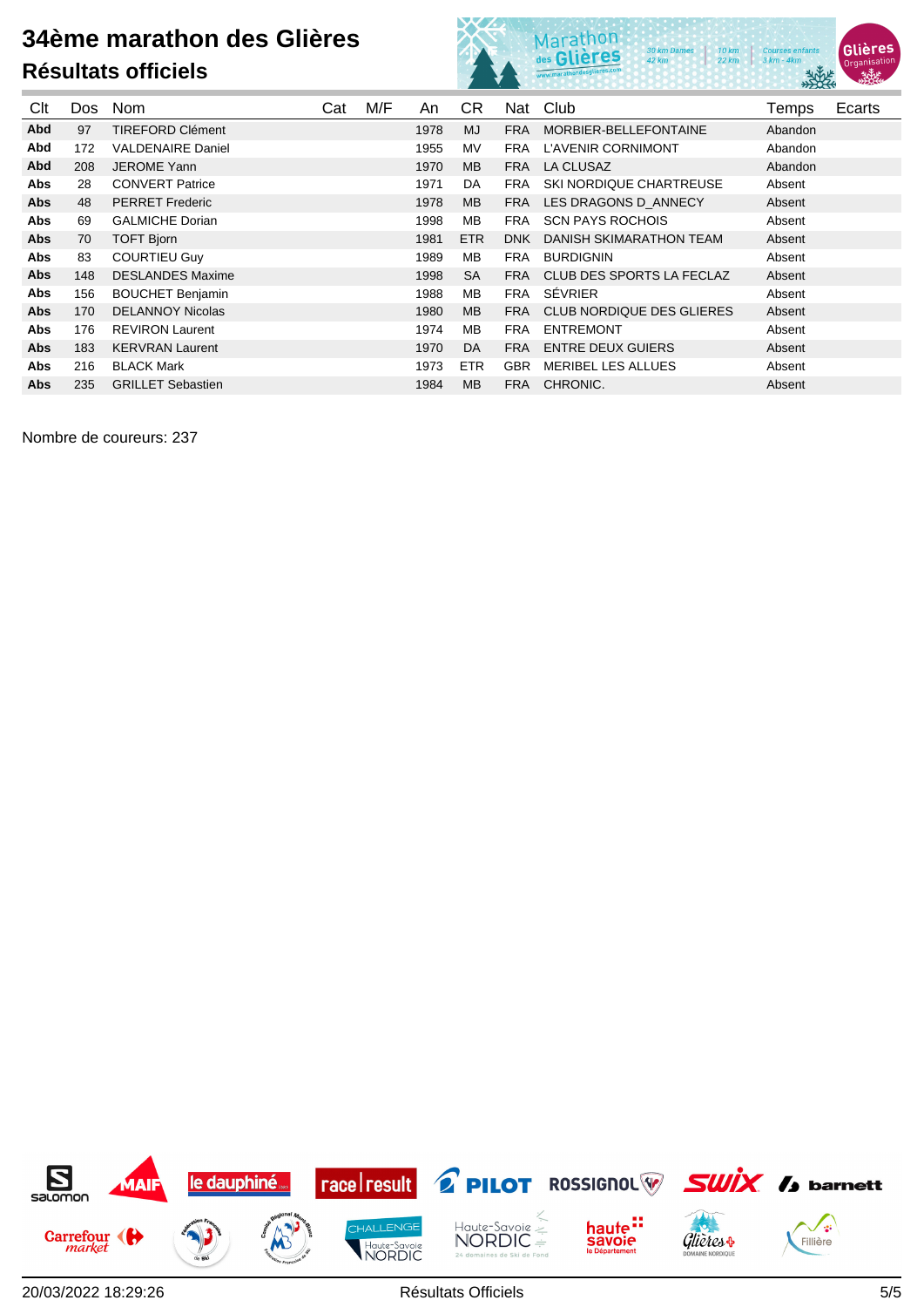# 34ème marathon des Glières

## Résultats officiels

| Clt | Dos | Nom | Cat | M/F | An | CR | Nat | Club | Temps | Ecarts |
|---|---|---|---|---|---|---|---|---|---|---|
| **Abd** | 97 | TIREFORD Clément | | | 1978 | MJ | FRA | MORBIER-BELLEFONTAINE | Abandon | |
| **Abd** | 172 | VALDENAIRE Daniel | | | 1955 | MV | FRA | L'AVENIR CORNIMONT | Abandon | |
| **Abd** | 208 | JEROME Yann | | | 1970 | MB | FRA | LA CLUSAZ | Abandon | |
| **Abs** | 28 | CONVERT Patrice | | | 1971 | DA | FRA | SKI NORDIQUE CHARTREUSE | Absent | |
| **Abs** | 48 | PERRET Frederic | | | 1978 | MB | FRA | LES DRAGONS D_ANNECY | Absent | |
| **Abs** | 69 | GALMICHE Dorian | | | 1998 | MB | FRA | SCN PAYS ROCHOIS | Absent | |
| **Abs** | 70 | TOFT Bjorn | | | 1981 | ETR | DNK | DANISH SKIMARATHON TEAM | Absent | |
| **Abs** | 83 | COURTIEU Guy | | | 1989 | MB | FRA | BURDIGNIN | Absent | |
| **Abs** | 148 | DESLANDES Maxime | | | 1998 | SA | FRA | CLUB DES SPORTS LA FECLAZ | Absent | |
| **Abs** | 156 | BOUCHET Benjamin | | | 1988 | MB | FRA | SÉVRIER | Absent | |
| **Abs** | 170 | DELANNOY Nicolas | | | 1980 | MB | FRA | CLUB NORDIQUE DES GLIERES | Absent | |
| **Abs** | 176 | REVIRON Laurent | | | 1974 | MB | FRA | ENTREMONT | Absent | |
| **Abs** | 183 | KERVRAN Laurent | | | 1970 | DA | FRA | ENTRE DEUX GUIERS | Absent | |
| **Abs** | 216 | BLACK Mark | | | 1973 | ETR | GBR | MERIBEL LES ALLUES | Absent | |
| **Abs** | 235 | GRILLET Sebastien | | | 1984 | MB | FRA | CHRONIC. | Absent | |

Nombre de coureurs: 237

20/03/2022 18:29:26 — Résultats Officiels